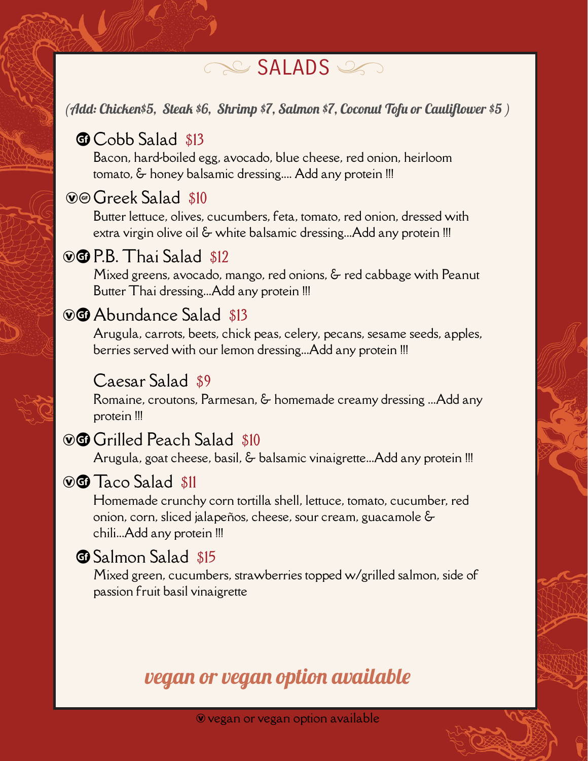# SALADS

*(Add: Chicken$5, Steak $6, Shrimp $7, Salmon $7, Coconut Tofu or Cauliflower $5 )*

### GF Cobb Salad $13

Bacon, hard-boiled egg, avocado, blue cheese, red onion, heirloom tomato, & honey balsamic dressing.... Add any protein !!!

### V GF Greek Salad $10

Butter lettuce, olives, cucumbers, feta, tomato, red onion, dressed with extra virgin olive oil & white balsamic dressing...Add any protein !!!

### V GF P.B. Thai Salad $12

Mixed greens, avocado, mango, red onions, & red cabbage with Peanut Butter Thai dressing...Add any protein !!!

### V GF Abundance Salad $13

Arugula, carrots, beets, chick peas, celery, pecans, sesame seeds, apples, berries served with our lemon dressing...Add any protein !!!

### Caesar Salad $9

Romaine, croutons, Parmesan, & homemade creamy dressing ...Add any protein !!!

### V GF Grilled Peach Salad $10

Arugula, goat cheese, basil, & balsamic vinaigrette...Add any protein !!!

### V GF Taco Salad $11

Homemade crunchy corn tortilla shell, lettuce, tomato, cucumber, red onion, corn, sliced jalapeños, cheese, sour cream, guacamole & chili...Add any protein !!!

### GF Salmon Salad $15

Mixed green, cucumbers, strawberries topped w/grilled salmon, side of passion fruit basil vinaigrette

*vegan or vegan option available*

V vegan or vegan option available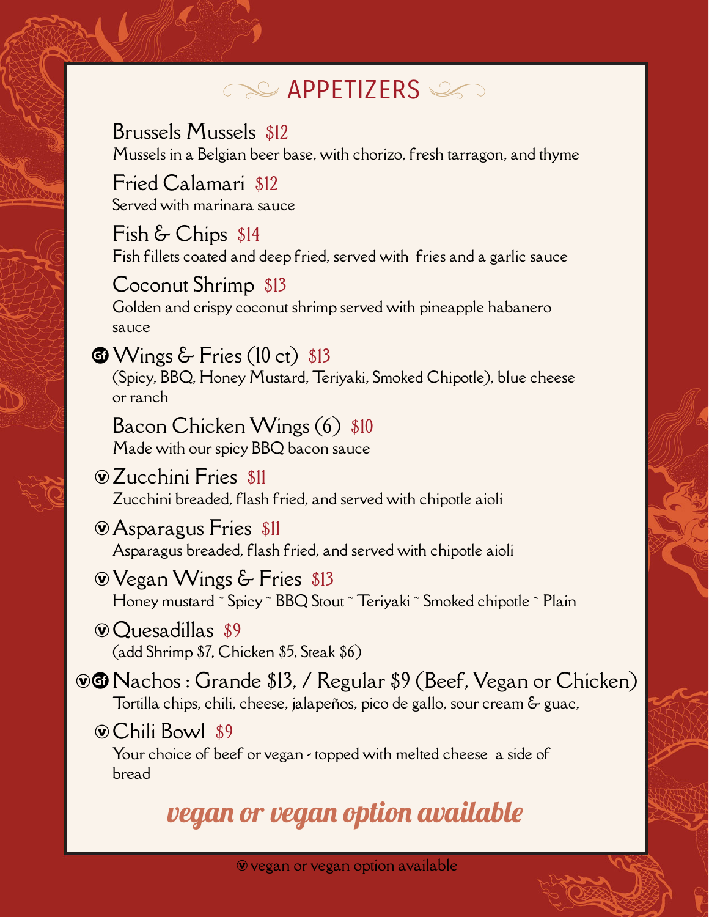# APPETIZERS

**Brussels Mussels** $12
Mussels in a Belgian beer base, with chorizo, fresh tarragon, and thyme

**Fried Calamari** $12
Served with marinara sauce

**Fish & Chips** $14
Fish fillets coated and deep fried, served with fries and a garlic sauce

**Coconut Shrimp** $13
Golden and crispy coconut shrimp served with pineapple habanero sauce

GF **Wings & Fries (10 ct)** $13
(Spicy, BBQ, Honey Mustard, Teriyaki, Smoked Chipotle), blue cheese or ranch

**Bacon Chicken Wings (6)** $10
Made with our spicy BBQ bacon sauce

V **Zucchini Fries** $11
Zucchini breaded, flash fried, and served with chipotle aioli

V **Asparagus Fries** $11
Asparagus breaded, flash fried, and served with chipotle aioli

V **Vegan Wings & Fries** $13
Honey mustard ~ Spicy ~ BBQ Stout ~ Teriyaki ~ Smoked chipotle ~ Plain

V **Quesadillas** $9
(add Shrimp $7, Chicken $5, Steak $6)

V GF **Nachos : Grande $13, / Regular $9 (Beef, Vegan or Chicken)**
Tortilla chips, chili, cheese, jalapeños, pico de gallo, sour cream & guac,

V **Chili Bowl** $9
Your choice of beef or vegan - topped with melted cheese a side of bread

*vegan or vegan option available*

V vegan or vegan option available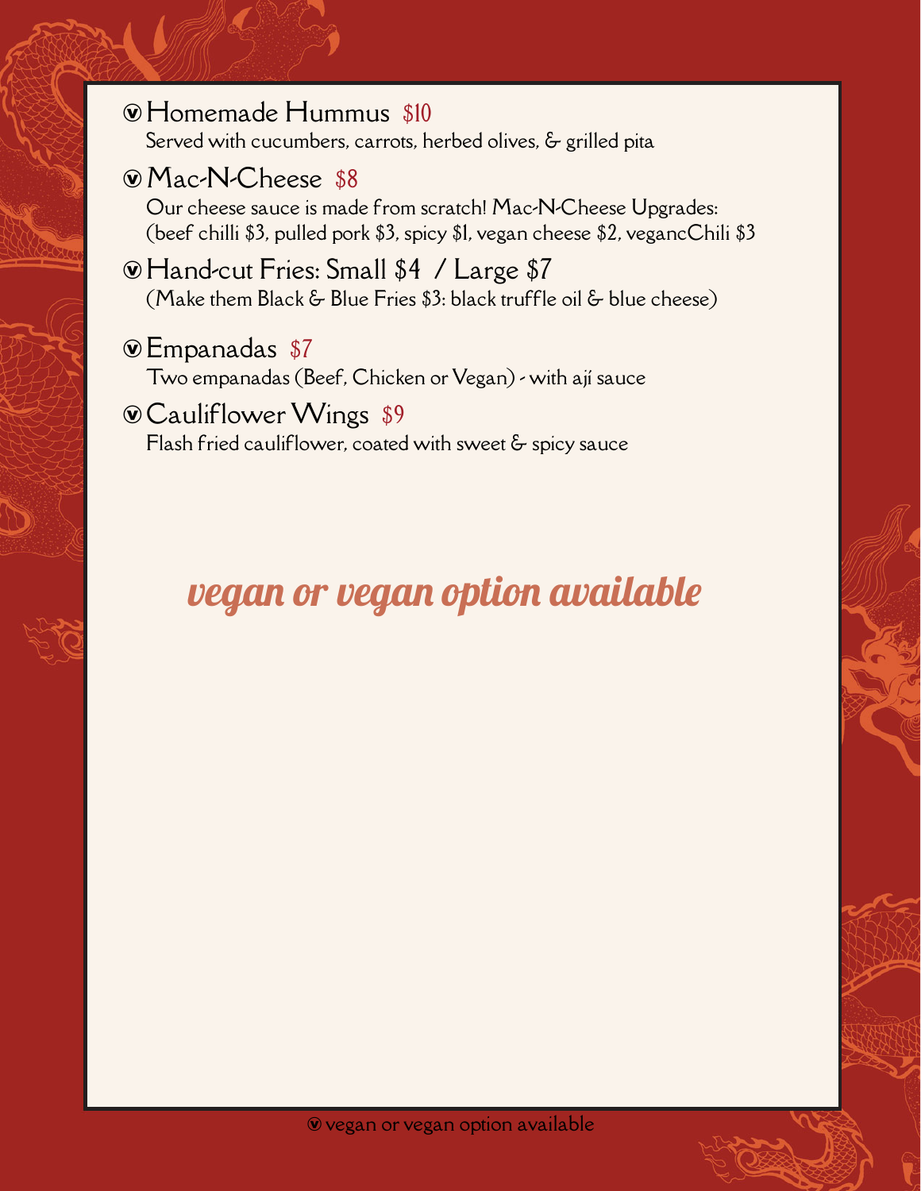ⓥ Homemade Hummus $10

Served with cucumbers, carrots, herbed olives, & grilled pita

ⓥ Mac-N-Cheese $8

Our cheese sauce is made from scratch! Mac-N-Cheese Upgrades: (beef chilli $3, pulled pork $3, spicy $1, vegan cheese $2, vegancChili $3

ⓥ Hand-cut Fries: Small $4 / Large $7

(Make them Black & Blue Fries $3: black truffle oil & blue cheese)

ⓥ Empanadas $7

Two empanadas (Beef, Chicken or Vegan) - with ají sauce

ⓥ Cauliflower Wings $9

Flash fried cauliflower, coated with sweet & spicy sauce

*vegan or vegan option available*

ⓥ vegan or vegan option available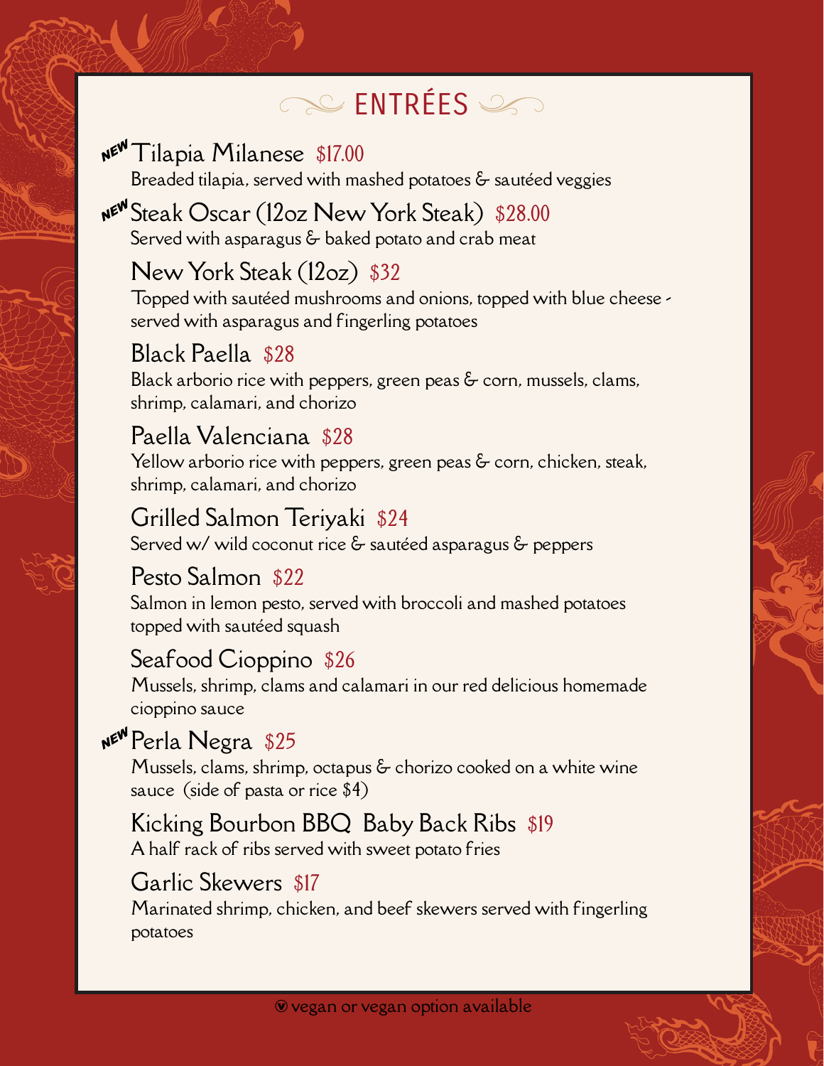# ENTRÉES

**NEW** **Tilapia Milanese** $17.00
Breaded tilapia, served with mashed potatoes & sautéed veggies

**NEW** **Steak Oscar (12oz New York Steak)** $28.00
Served with asparagus & baked potato and crab meat

**New York Steak (12oz)** $32
Topped with sautéed mushrooms and onions, topped with blue cheese - served with asparagus and fingerling potatoes

**Black Paella** $28
Black arborio rice with peppers, green peas & corn, mussels, clams, shrimp, calamari, and chorizo

**Paella Valenciana** $28
Yellow arborio rice with peppers, green peas & corn, chicken, steak, shrimp, calamari, and chorizo

**Grilled Salmon Teriyaki** $24
Served w/ wild coconut rice & sautéed asparagus & peppers

**Pesto Salmon** $22
Salmon in lemon pesto, served with broccoli and mashed potatoes topped with sautéed squash

**Seafood Cioppino** $26
Mussels, shrimp, clams and calamari in our red delicious homemade cioppino sauce

**NEW** **Perla Negra** $25
Mussels, clams, shrimp, octapus & chorizo cooked on a white wine sauce (side of pasta or rice $4)

**Kicking Bourbon BBQ Baby Back Ribs** $19
A half rack of ribs served with sweet potato fries

**Garlic Skewers** $17
Marinated shrimp, chicken, and beef skewers served with fingerling potatoes

Ⓥ vegan or vegan option available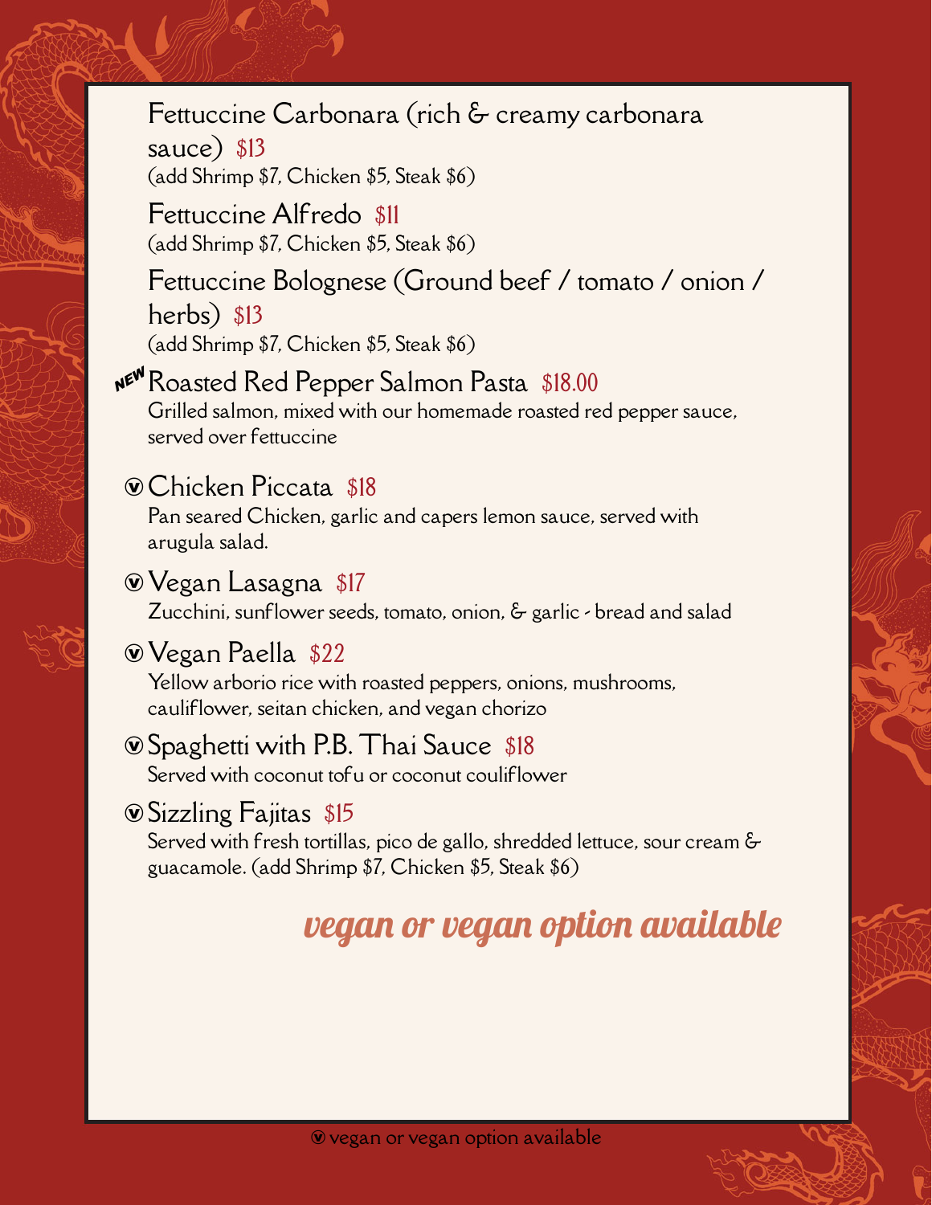Fettuccine Carbonara (rich & creamy carbonara sauce) $13
(add Shrimp $7, Chicken $5, Steak $6)

Fettuccine Alfredo $11
(add Shrimp $7, Chicken $5, Steak $6)

Fettuccine Bolognese (Ground beef / tomato / onion / herbs) $13
(add Shrimp $7, Chicken $5, Steak $6)

NEW Roasted Red Pepper Salmon Pasta $18.00
Grilled salmon, mixed with our homemade roasted red pepper sauce, served over fettuccine

ⓥ Chicken Piccata $18
Pan seared Chicken, garlic and capers lemon sauce, served with arugula salad.

ⓥ Vegan Lasagna $17
Zucchini, sunflower seeds, tomato, onion, & garlic - bread and salad

ⓥ Vegan Paella $22
Yellow arborio rice with roasted peppers, onions, mushrooms, cauliflower, seitan chicken, and vegan chorizo

ⓥ Spaghetti with P.B. Thai Sauce $18
Served with coconut tofu or coconut couliflower

ⓥ Sizzling Fajitas $15
Served with fresh tortillas, pico de gallo, shredded lettuce, sour cream & guacamole. (add Shrimp $7, Chicken $5, Steak $6)

*vegan or vegan option available*

ⓥ vegan or vegan option available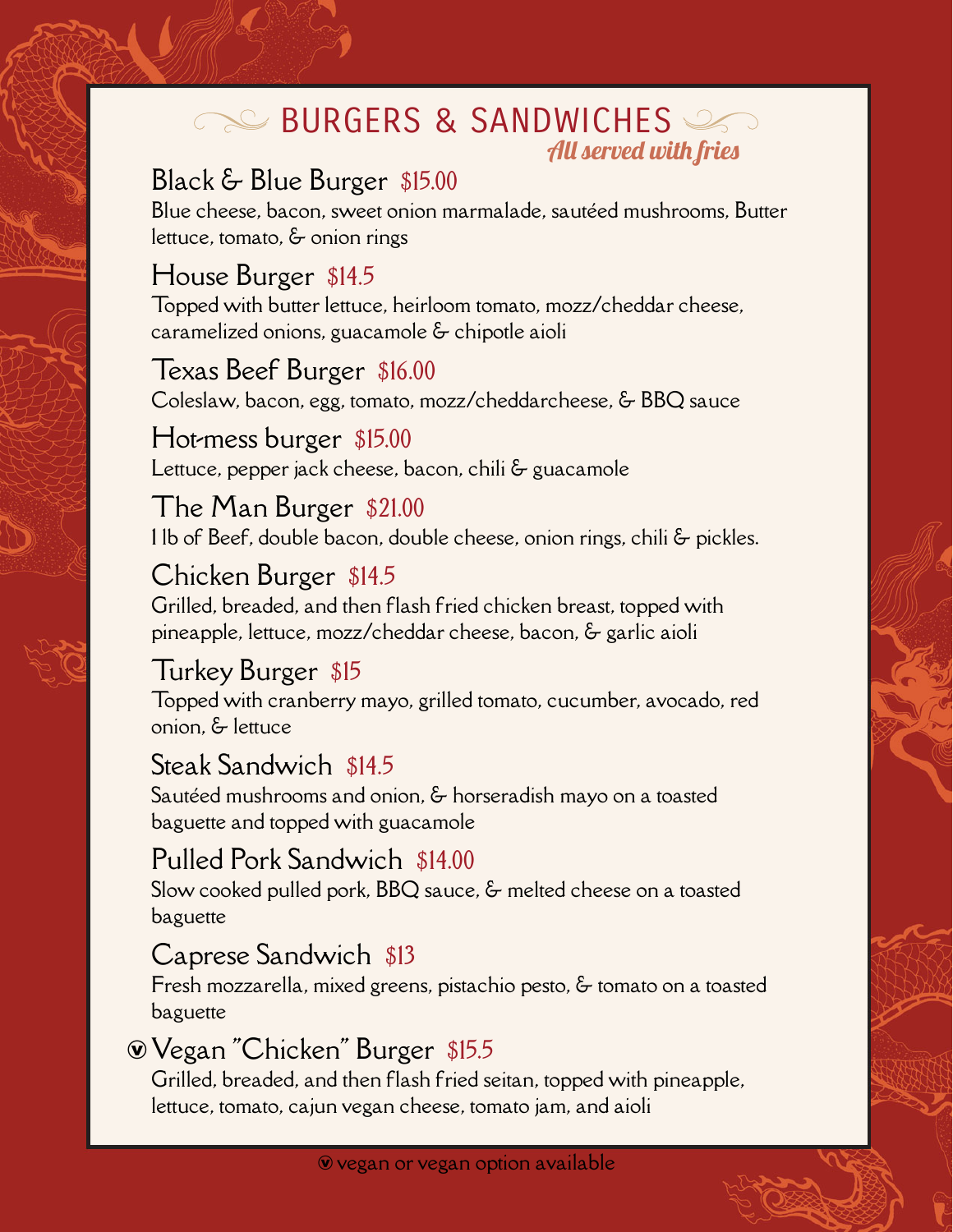# BURGERS & SANDWICHES

*All served with fries*

## Black & Blue Burger $15.00

Blue cheese, bacon, sweet onion marmalade, sautéed mushrooms, Butter lettuce, tomato, & onion rings

## House Burger $14.5

Topped with butter lettuce, heirloom tomato, mozz/cheddar cheese, caramelized onions, guacamole & chipotle aioli

## Texas Beef Burger $16.00

Coleslaw, bacon, egg, tomato, mozz/cheddarcheese, & BBQ sauce

## Hot-mess burger $15.00

Lettuce, pepper jack cheese, bacon, chili & guacamole

## The Man Burger $21.00

1 lb of Beef, double bacon, double cheese, onion rings, chili & pickles.

## Chicken Burger $14.5

Grilled, breaded, and then flash fried chicken breast, topped with pineapple, lettuce, mozz/cheddar cheese, bacon, & garlic aioli

## Turkey Burger $15

Topped with cranberry mayo, grilled tomato, cucumber, avocado, red onion, & lettuce

## Steak Sandwich $14.5

Sautéed mushrooms and onion, & horseradish mayo on a toasted baguette and topped with guacamole

## Pulled Pork Sandwich $14.00

Slow cooked pulled pork, BBQ sauce, & melted cheese on a toasted baguette

## Caprese Sandwich $13

Fresh mozzarella, mixed greens, pistachio pesto, & tomato on a toasted baguette

## ⓥ Vegan "Chicken" Burger $15.5

Grilled, breaded, and then flash fried seitan, topped with pineapple, lettuce, tomato, cajun vegan cheese, tomato jam, and aioli

ⓥ vegan or vegan option available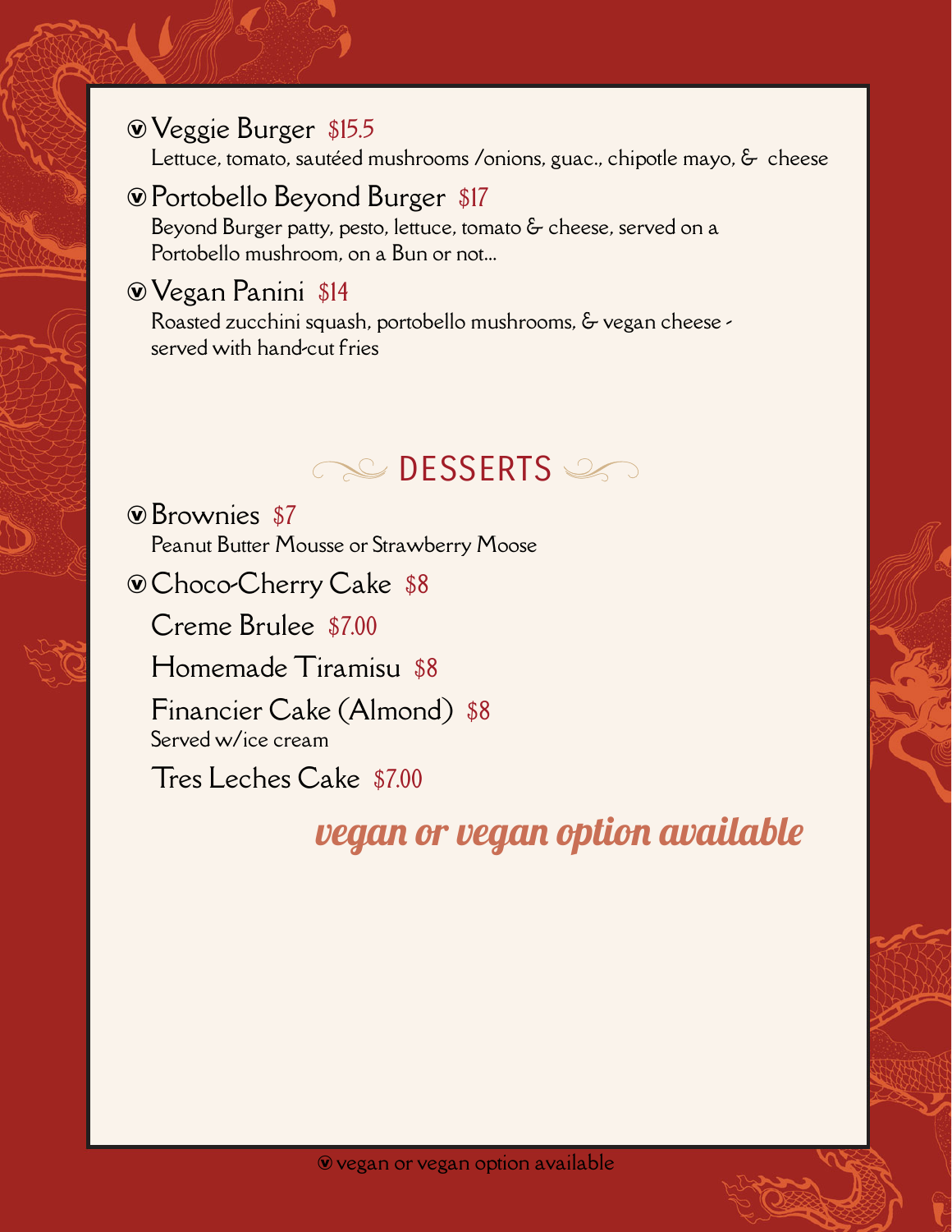ⓥ Veggie Burger $15.5
Lettuce, tomato, sautéed mushrooms /onions, guac., chipotle mayo, & cheese

ⓥ Portobello Beyond Burger $17
Beyond Burger patty, pesto, lettuce, tomato & cheese, served on a Portobello mushroom, on a Bun or not...

ⓥ Vegan Panini $14
Roasted zucchini squash, portobello mushrooms, & vegan cheese - served with hand-cut fries

## DESSERTS

ⓥ Brownies $7
Peanut Butter Mousse or Strawberry Moose

ⓥ Choco-Cherry Cake $8

Creme Brulee $7.00

Homemade Tiramisu $8

Financier Cake (Almond) $8
Served w/ice cream

Tres Leches Cake $7.00

*vegan or vegan option available*

ⓥ vegan or vegan option available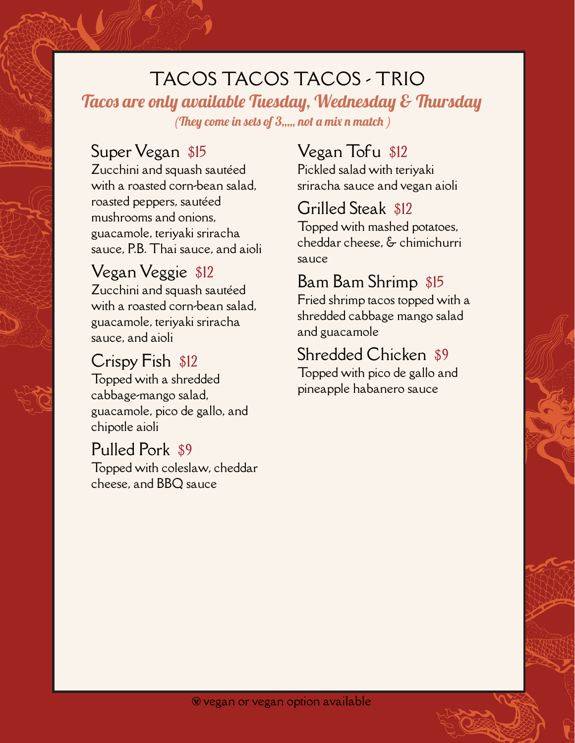# TACOS TACOS TACOS - TRIO

*Tacos are only available Tuesday, Wednesday & Thursday*

*(They come in sets of 3,,,,, not a mix n match )*

### Super Vegan $15

Zucchini and squash sautéed with a roasted corn-bean salad, roasted peppers, sautéed mushrooms and onions, guacamole, teriyaki sriracha sauce, P.B. Thai sauce, and aioli

### Vegan Veggie $12

Zucchini and squash sautéed with a roasted corn-bean salad, guacamole, teriyaki sriracha sauce, and aioli

### Crispy Fish $12

Topped with a shredded cabbage-mango salad, guacamole, pico de gallo, and chipotle aioli

### Pulled Pork $9

Topped with coleslaw, cheddar cheese, and BBQ sauce

### Vegan Tofu $12

Pickled salad with teriyaki sriracha sauce and vegan aioli

### Grilled Steak $12

Topped with mashed potatoes, cheddar cheese, & chimichurri sauce

### Bam Bam Shrimp $15

Fried shrimp tacos topped with a shredded cabbage mango salad and guacamole

### Shredded Chicken $9

Topped with pico de gallo and pineapple habanero sauce

Ⓥ vegan or vegan option available